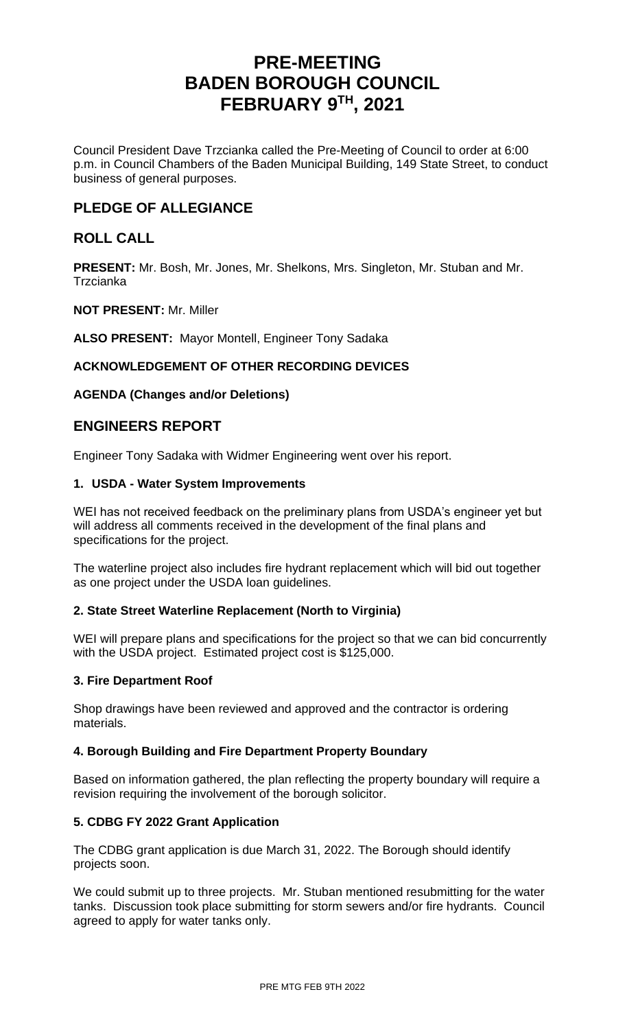# PRE-MEETING
# BADEN BOROUGH COUNCIL
# FEBRUARY 9TH, 2021

Council President Dave Trzcianka called the Pre-Meeting of Council to order at 6:00 p.m. in Council Chambers of the Baden Municipal Building, 149 State Street, to conduct business of general purposes.

## PLEDGE OF ALLEGIANCE

## ROLL CALL

**PRESENT:** Mr. Bosh, Mr. Jones, Mr. Shelkons, Mrs. Singleton, Mr. Stuban and Mr. Trzcianka

**NOT PRESENT:** Mr. Miller

**ALSO PRESENT:** Mayor Montell, Engineer Tony Sadaka

**ACKNOWLEDGEMENT OF OTHER RECORDING DEVICES**

**AGENDA (Changes and/or Deletions)**

## ENGINEERS REPORT

Engineer Tony Sadaka with Widmer Engineering went over his report.

**1. USDA - Water System Improvements**

WEI has not received feedback on the preliminary plans from USDA's engineer yet but will address all comments received in the development of the final plans and specifications for the project.

The waterline project also includes fire hydrant replacement which will bid out together as one project under the USDA loan guidelines.

**2. State Street Waterline Replacement (North to Virginia)**

WEI will prepare plans and specifications for the project so that we can bid concurrently with the USDA project. Estimated project cost is $125,000.

**3. Fire Department Roof**

Shop drawings have been reviewed and approved and the contractor is ordering materials.

**4. Borough Building and Fire Department Property Boundary**

Based on information gathered, the plan reflecting the property boundary will require a revision requiring the involvement of the borough solicitor.

**5. CDBG FY 2022 Grant Application**

The CDBG grant application is due March 31, 2022. The Borough should identify projects soon.

We could submit up to three projects. Mr. Stuban mentioned resubmitting for the water tanks. Discussion took place submitting for storm sewers and/or fire hydrants. Council agreed to apply for water tanks only.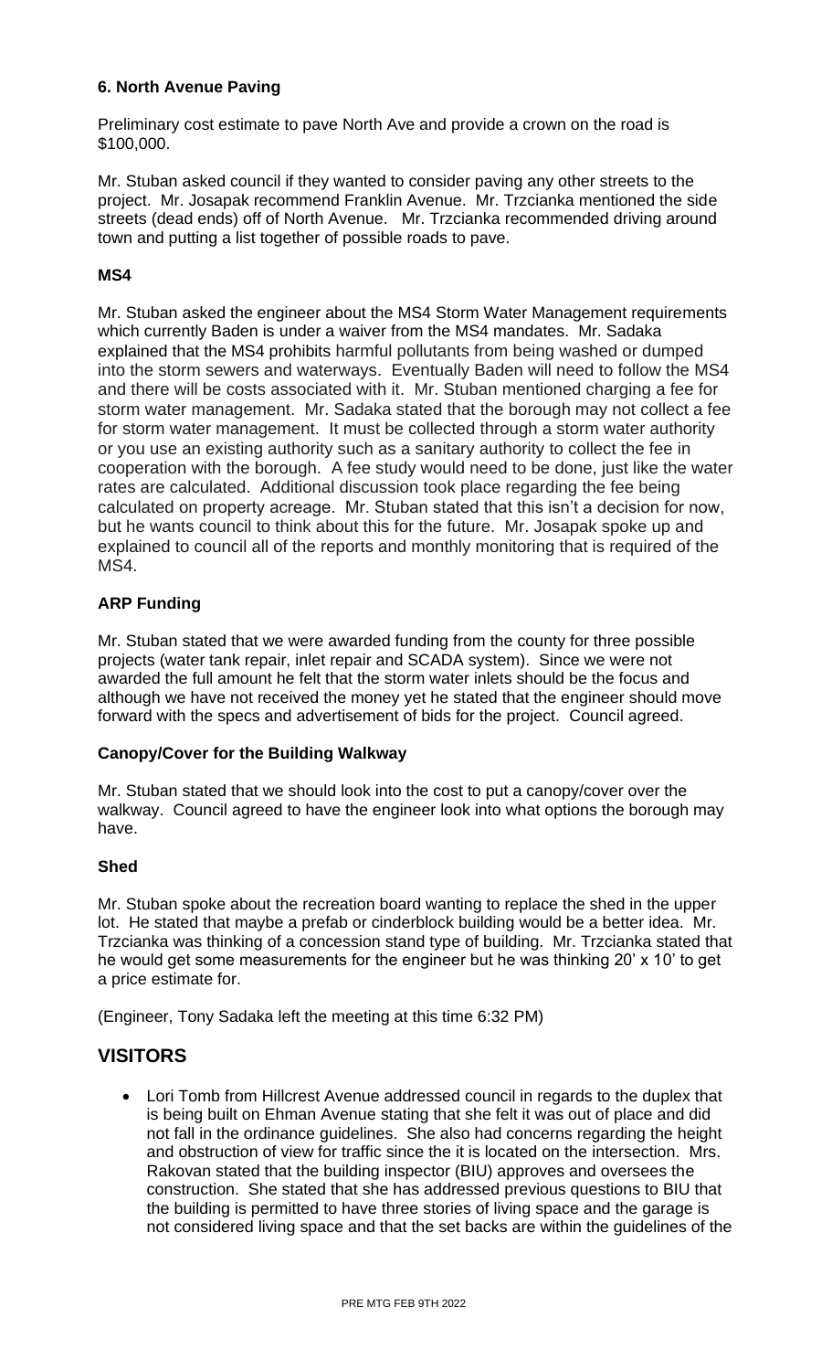### 6. North Avenue Paving

Preliminary cost estimate to pave North Ave and provide a crown on the road is $100,000.

Mr. Stuban asked council if they wanted to consider paving any other streets to the project. Mr. Josapak recommend Franklin Avenue. Mr. Trzcianka mentioned the side streets (dead ends) off of North Avenue. Mr. Trzcianka recommended driving around town and putting a list together of possible roads to pave.

### MS4

Mr. Stuban asked the engineer about the MS4 Storm Water Management requirements which currently Baden is under a waiver from the MS4 mandates. Mr. Sadaka explained that the MS4 prohibits harmful pollutants from being washed or dumped into the storm sewers and waterways. Eventually Baden will need to follow the MS4 and there will be costs associated with it. Mr. Stuban mentioned charging a fee for storm water management. Mr. Sadaka stated that the borough may not collect a fee for storm water management. It must be collected through a storm water authority or you use an existing authority such as a sanitary authority to collect the fee in cooperation with the borough. A fee study would need to be done, just like the water rates are calculated. Additional discussion took place regarding the fee being calculated on property acreage. Mr. Stuban stated that this isn't a decision for now, but he wants council to think about this for the future. Mr. Josapak spoke up and explained to council all of the reports and monthly monitoring that is required of the MS4.

### ARP Funding

Mr. Stuban stated that we were awarded funding from the county for three possible projects (water tank repair, inlet repair and SCADA system). Since we were not awarded the full amount he felt that the storm water inlets should be the focus and although we have not received the money yet he stated that the engineer should move forward with the specs and advertisement of bids for the project. Council agreed.

### Canopy/Cover for the Building Walkway

Mr. Stuban stated that we should look into the cost to put a canopy/cover over the walkway. Council agreed to have the engineer look into what options the borough may have.

### Shed

Mr. Stuban spoke about the recreation board wanting to replace the shed in the upper lot. He stated that maybe a prefab or cinderblock building would be a better idea. Mr. Trzcianka was thinking of a concession stand type of building. Mr. Trzcianka stated that he would get some measurements for the engineer but he was thinking 20' x 10' to get a price estimate for.

(Engineer, Tony Sadaka left the meeting at this time 6:32 PM)

## VISITORS

- Lori Tomb from Hillcrest Avenue addressed council in regards to the duplex that is being built on Ehman Avenue stating that she felt it was out of place and did not fall in the ordinance guidelines. She also had concerns regarding the height and obstruction of view for traffic since the it is located on the intersection. Mrs. Rakovan stated that the building inspector (BIU) approves and oversees the construction. She stated that she has addressed previous questions to BIU that the building is permitted to have three stories of living space and the garage is not considered living space and that the set backs are within the guidelines of the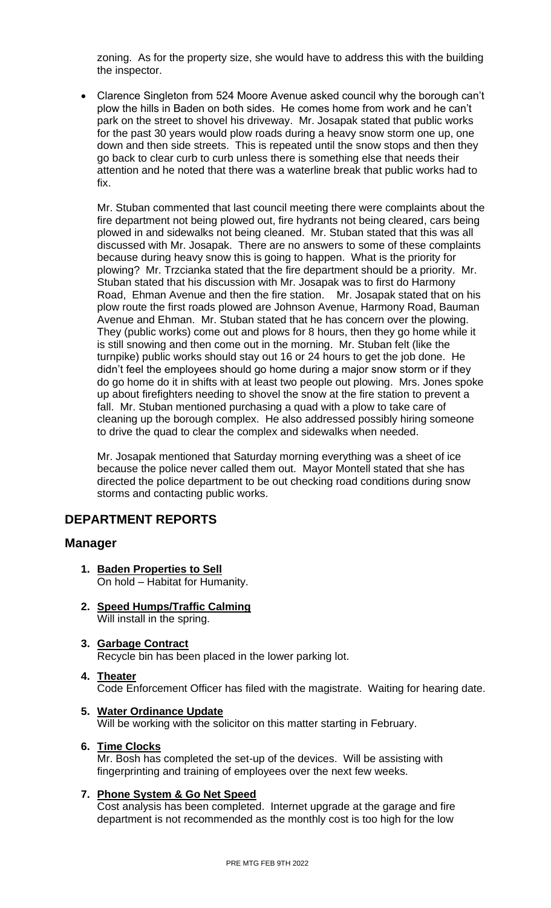zoning. As for the property size, she would have to address this with the building the inspector.

- Clarence Singleton from 524 Moore Avenue asked council why the borough can't plow the hills in Baden on both sides. He comes home from work and he can't park on the street to shovel his driveway. Mr. Josapak stated that public works for the past 30 years would plow roads during a heavy snow storm one up, one down and then side streets. This is repeated until the snow stops and then they go back to clear curb to curb unless there is something else that needs their attention and he noted that there was a waterline break that public works had to fix.

  Mr. Stuban commented that last council meeting there were complaints about the fire department not being plowed out, fire hydrants not being cleared, cars being plowed in and sidewalks not being cleaned. Mr. Stuban stated that this was all discussed with Mr. Josapak. There are no answers to some of these complaints because during heavy snow this is going to happen. What is the priority for plowing? Mr. Trzcianka stated that the fire department should be a priority. Mr. Stuban stated that his discussion with Mr. Josapak was to first do Harmony Road, Ehman Avenue and then the fire station. Mr. Josapak stated that on his plow route the first roads plowed are Johnson Avenue, Harmony Road, Bauman Avenue and Ehman. Mr. Stuban stated that he has concern over the plowing. They (public works) come out and plows for 8 hours, then they go home while it is still snowing and then come out in the morning. Mr. Stuban felt (like the turnpike) public works should stay out 16 or 24 hours to get the job done. He didn't feel the employees should go home during a major snow storm or if they do go home do it in shifts with at least two people out plowing. Mrs. Jones spoke up about firefighters needing to shovel the snow at the fire station to prevent a fall. Mr. Stuban mentioned purchasing a quad with a plow to take care of cleaning up the borough complex. He also addressed possibly hiring someone to drive the quad to clear the complex and sidewalks when needed.

  Mr. Josapak mentioned that Saturday morning everything was a sheet of ice because the police never called them out. Mayor Montell stated that she has directed the police department to be out checking road conditions during snow storms and contacting public works.

## DEPARTMENT REPORTS

### Manager

1. **Baden Properties to Sell**
   On hold – Habitat for Humanity.

2. **Speed Humps/Traffic Calming**
   Will install in the spring.

3. **Garbage Contract**
   Recycle bin has been placed in the lower parking lot.

4. **Theater**
   Code Enforcement Officer has filed with the magistrate. Waiting for hearing date.

5. **Water Ordinance Update**
   Will be working with the solicitor on this matter starting in February.

6. **Time Clocks**
   Mr. Bosh has completed the set-up of the devices. Will be assisting with fingerprinting and training of employees over the next few weeks.

7. **Phone System & Go Net Speed**
   Cost analysis has been completed. Internet upgrade at the garage and fire department is not recommended as the monthly cost is too high for the low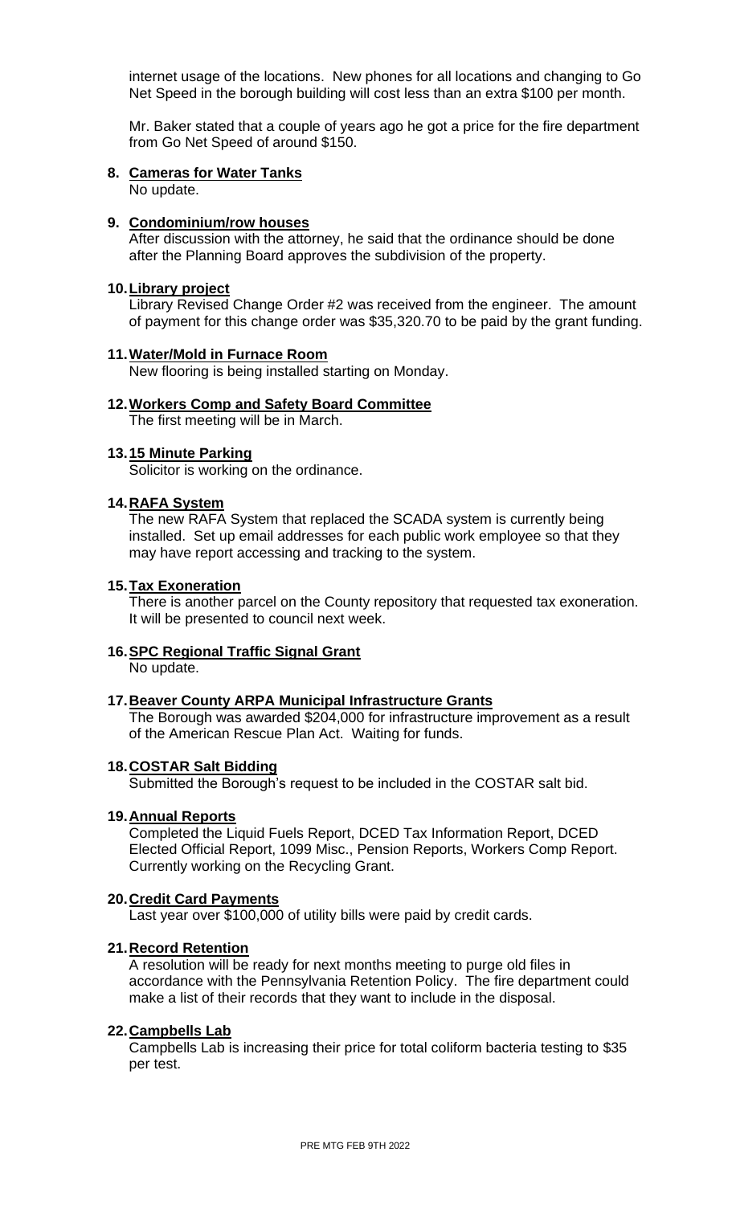internet usage of the locations. New phones for all locations and changing to Go Net Speed in the borough building will cost less than an extra $100 per month.

Mr. Baker stated that a couple of years ago he got a price for the fire department from Go Net Speed of around $150.

8. **Cameras for Water Tanks**
   No update.

9. **Condominium/row houses**
   After discussion with the attorney, he said that the ordinance should be done after the Planning Board approves the subdivision of the property.

10. **Library project**
    Library Revised Change Order #2 was received from the engineer. The amount of payment for this change order was $35,320.70 to be paid by the grant funding.

11. **Water/Mold in Furnace Room**
    New flooring is being installed starting on Monday.

12. **Workers Comp and Safety Board Committee**
    The first meeting will be in March.

13. **15 Minute Parking**
    Solicitor is working on the ordinance.

14. **RAFA System**
    The new RAFA System that replaced the SCADA system is currently being installed. Set up email addresses for each public work employee so that they may have report accessing and tracking to the system.

15. **Tax Exoneration**
    There is another parcel on the County repository that requested tax exoneration. It will be presented to council next week.

16. **SPC Regional Traffic Signal Grant**
    No update.

17. **Beaver County ARPA Municipal Infrastructure Grants**
    The Borough was awarded $204,000 for infrastructure improvement as a result of the American Rescue Plan Act. Waiting for funds.

18. **COSTAR Salt Bidding**
    Submitted the Borough's request to be included in the COSTAR salt bid.

19. **Annual Reports**
    Completed the Liquid Fuels Report, DCED Tax Information Report, DCED Elected Official Report, 1099 Misc., Pension Reports, Workers Comp Report. Currently working on the Recycling Grant.

20. **Credit Card Payments**
    Last year over $100,000 of utility bills were paid by credit cards.

21. **Record Retention**
    A resolution will be ready for next months meeting to purge old files in accordance with the Pennsylvania Retention Policy. The fire department could make a list of their records that they want to include in the disposal.

22. **Campbells Lab**
    Campbells Lab is increasing their price for total coliform bacteria testing to $35 per test.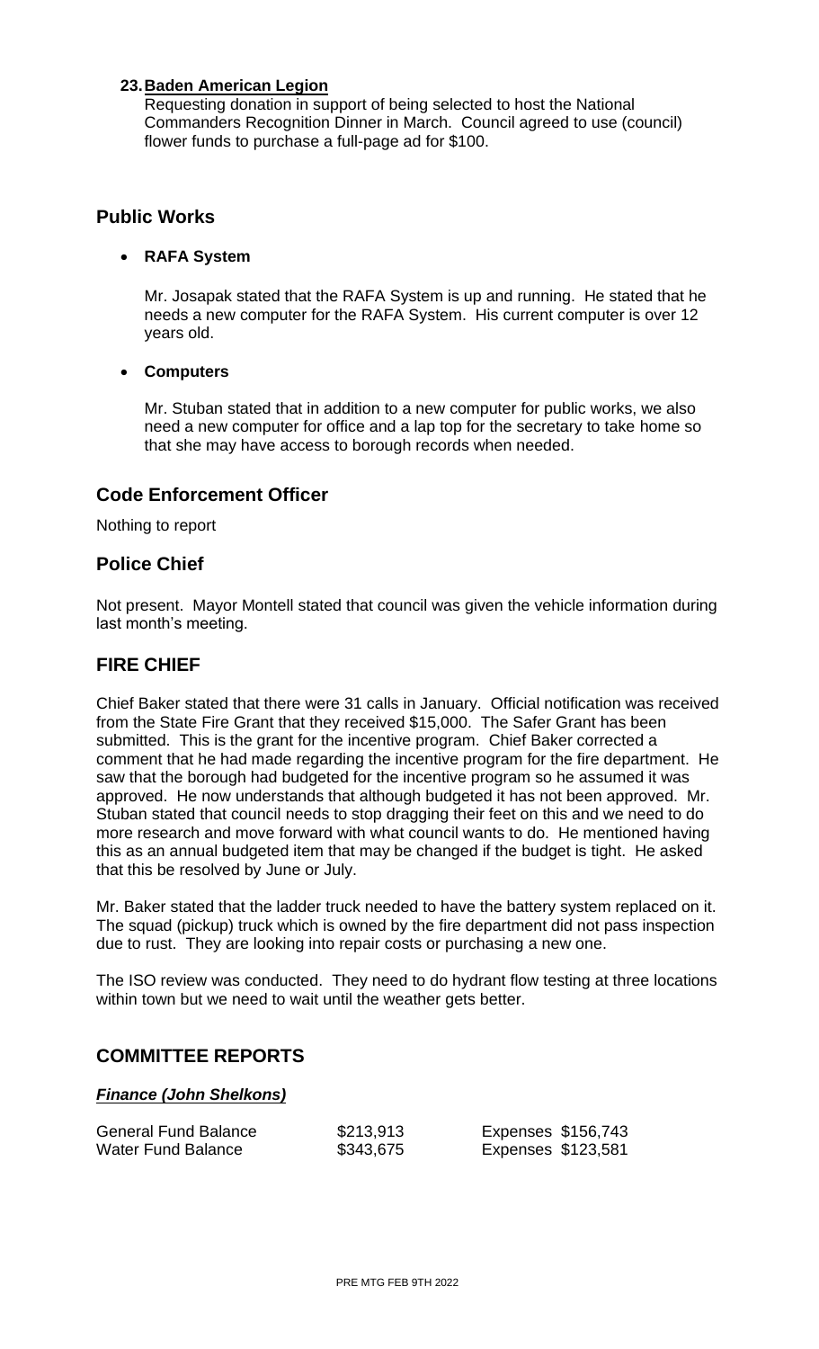**23. Baden American Legion**

Requesting donation in support of being selected to host the National Commanders Recognition Dinner in March. Council agreed to use (council) flower funds to purchase a full-page ad for $100.

## Public Works

- **RAFA System**

  Mr. Josapak stated that the RAFA System is up and running. He stated that he needs a new computer for the RAFA System. His current computer is over 12 years old.

- **Computers**

  Mr. Stuban stated that in addition to a new computer for public works, we also need a new computer for office and a lap top for the secretary to take home so that she may have access to borough records when needed.

## Code Enforcement Officer

Nothing to report

## Police Chief

Not present. Mayor Montell stated that council was given the vehicle information during last month's meeting.

## FIRE CHIEF

Chief Baker stated that there were 31 calls in January. Official notification was received from the State Fire Grant that they received $15,000. The Safer Grant has been submitted. This is the grant for the incentive program. Chief Baker corrected a comment that he had made regarding the incentive program for the fire department. He saw that the borough had budgeted for the incentive program so he assumed it was approved. He now understands that although budgeted it has not been approved. Mr. Stuban stated that council needs to stop dragging their feet on this and we need to do more research and move forward with what council wants to do. He mentioned having this as an annual budgeted item that may be changed if the budget is tight. He asked that this be resolved by June or July.

Mr. Baker stated that the ladder truck needed to have the battery system replaced on it. The squad (pickup) truck which is owned by the fire department did not pass inspection due to rust. They are looking into repair costs or purchasing a new one.

The ISO review was conducted. They need to do hydrant flow testing at three locations within town but we need to wait until the weather gets better.

## COMMITTEE REPORTS

***Finance (John Shelkons)***

| | | |
|---|---|---|
| General Fund Balance | $213,913 | Expenses $156,743 |
| Water Fund Balance | $343,675 | Expenses $123,581 |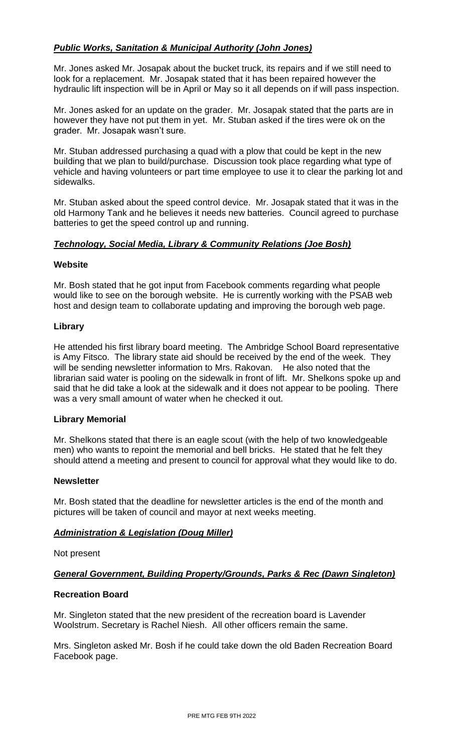## ***Public Works, Sanitation & Municipal Authority (John Jones)***

Mr. Jones asked Mr. Josapak about the bucket truck, its repairs and if we still need to look for a replacement. Mr. Josapak stated that it has been repaired however the hydraulic lift inspection will be in April or May so it all depends on if will pass inspection.

Mr. Jones asked for an update on the grader. Mr. Josapak stated that the parts are in however they have not put them in yet. Mr. Stuban asked if the tires were ok on the grader. Mr. Josapak wasn't sure.

Mr. Stuban addressed purchasing a quad with a plow that could be kept in the new building that we plan to build/purchase. Discussion took place regarding what type of vehicle and having volunteers or part time employee to use it to clear the parking lot and sidewalks.

Mr. Stuban asked about the speed control device. Mr. Josapak stated that it was in the old Harmony Tank and he believes it needs new batteries. Council agreed to purchase batteries to get the speed control up and running.

## ***Technology, Social Media, Library & Community Relations (Joe Bosh)***

### **Website**

Mr. Bosh stated that he got input from Facebook comments regarding what people would like to see on the borough website. He is currently working with the PSAB web host and design team to collaborate updating and improving the borough web page.

### **Library**

He attended his first library board meeting. The Ambridge School Board representative is Amy Fitsco. The library state aid should be received by the end of the week. They will be sending newsletter information to Mrs. Rakovan. He also noted that the librarian said water is pooling on the sidewalk in front of lift. Mr. Shelkons spoke up and said that he did take a look at the sidewalk and it does not appear to be pooling. There was a very small amount of water when he checked it out.

### **Library Memorial**

Mr. Shelkons stated that there is an eagle scout (with the help of two knowledgeable men) who wants to repoint the memorial and bell bricks. He stated that he felt they should attend a meeting and present to council for approval what they would like to do.

### **Newsletter**

Mr. Bosh stated that the deadline for newsletter articles is the end of the month and pictures will be taken of council and mayor at next weeks meeting.

## ***Administration & Legislation (Doug Miller)***

Not present

## ***General Government, Building Property/Grounds, Parks & Rec (Dawn Singleton)***

### **Recreation Board**

Mr. Singleton stated that the new president of the recreation board is Lavender Woolstrum. Secretary is Rachel Niesh. All other officers remain the same.

Mrs. Singleton asked Mr. Bosh if he could take down the old Baden Recreation Board Facebook page.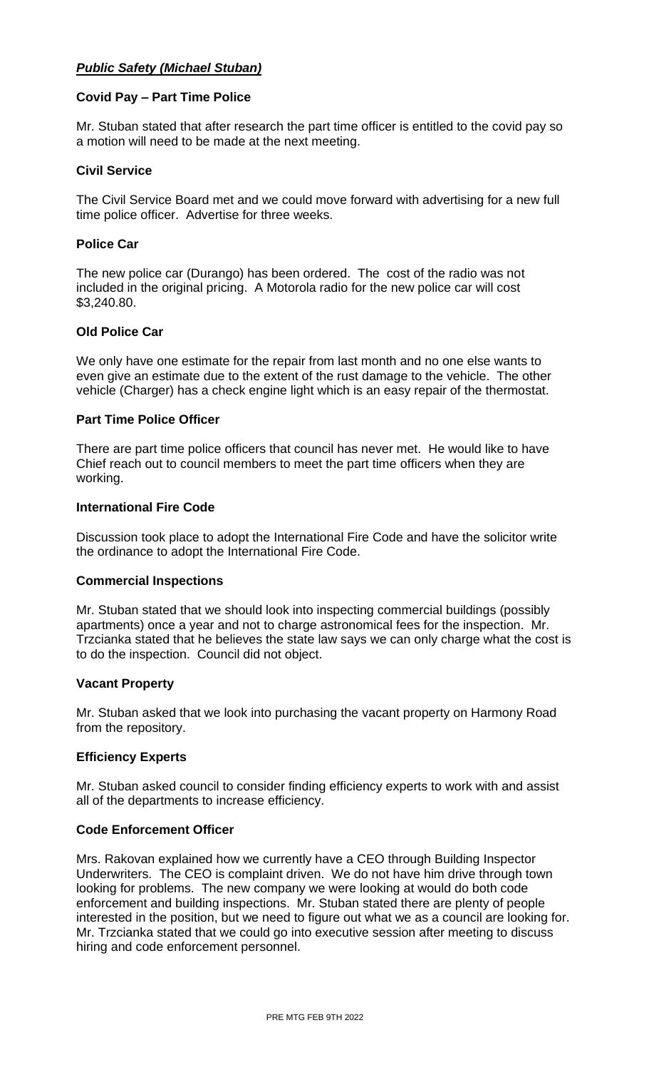## ***Public Safety (Michael Stuban)***

### Covid Pay – Part Time Police

Mr. Stuban stated that after research the part time officer is entitled to the covid pay so a motion will need to be made at the next meeting.

### Civil Service

The Civil Service Board met and we could move forward with advertising for a new full time police officer. Advertise for three weeks.

### Police Car

The new police car (Durango) has been ordered. The cost of the radio was not included in the original pricing. A Motorola radio for the new police car will cost $3,240.80.

### Old Police Car

We only have one estimate for the repair from last month and no one else wants to even give an estimate due to the extent of the rust damage to the vehicle. The other vehicle (Charger) has a check engine light which is an easy repair of the thermostat.

### Part Time Police Officer

There are part time police officers that council has never met. He would like to have Chief reach out to council members to meet the part time officers when they are working.

### International Fire Code

Discussion took place to adopt the International Fire Code and have the solicitor write the ordinance to adopt the International Fire Code.

### Commercial Inspections

Mr. Stuban stated that we should look into inspecting commercial buildings (possibly apartments) once a year and not to charge astronomical fees for the inspection. Mr. Trzcianka stated that he believes the state law says we can only charge what the cost is to do the inspection. Council did not object.

### Vacant Property

Mr. Stuban asked that we look into purchasing the vacant property on Harmony Road from the repository.

### Efficiency Experts

Mr. Stuban asked council to consider finding efficiency experts to work with and assist all of the departments to increase efficiency.

### Code Enforcement Officer

Mrs. Rakovan explained how we currently have a CEO through Building Inspector Underwriters. The CEO is complaint driven. We do not have him drive through town looking for problems. The new company we were looking at would do both code enforcement and building inspections. Mr. Stuban stated there are plenty of people interested in the position, but we need to figure out what we as a council are looking for. Mr. Trzcianka stated that we could go into executive session after meeting to discuss hiring and code enforcement personnel.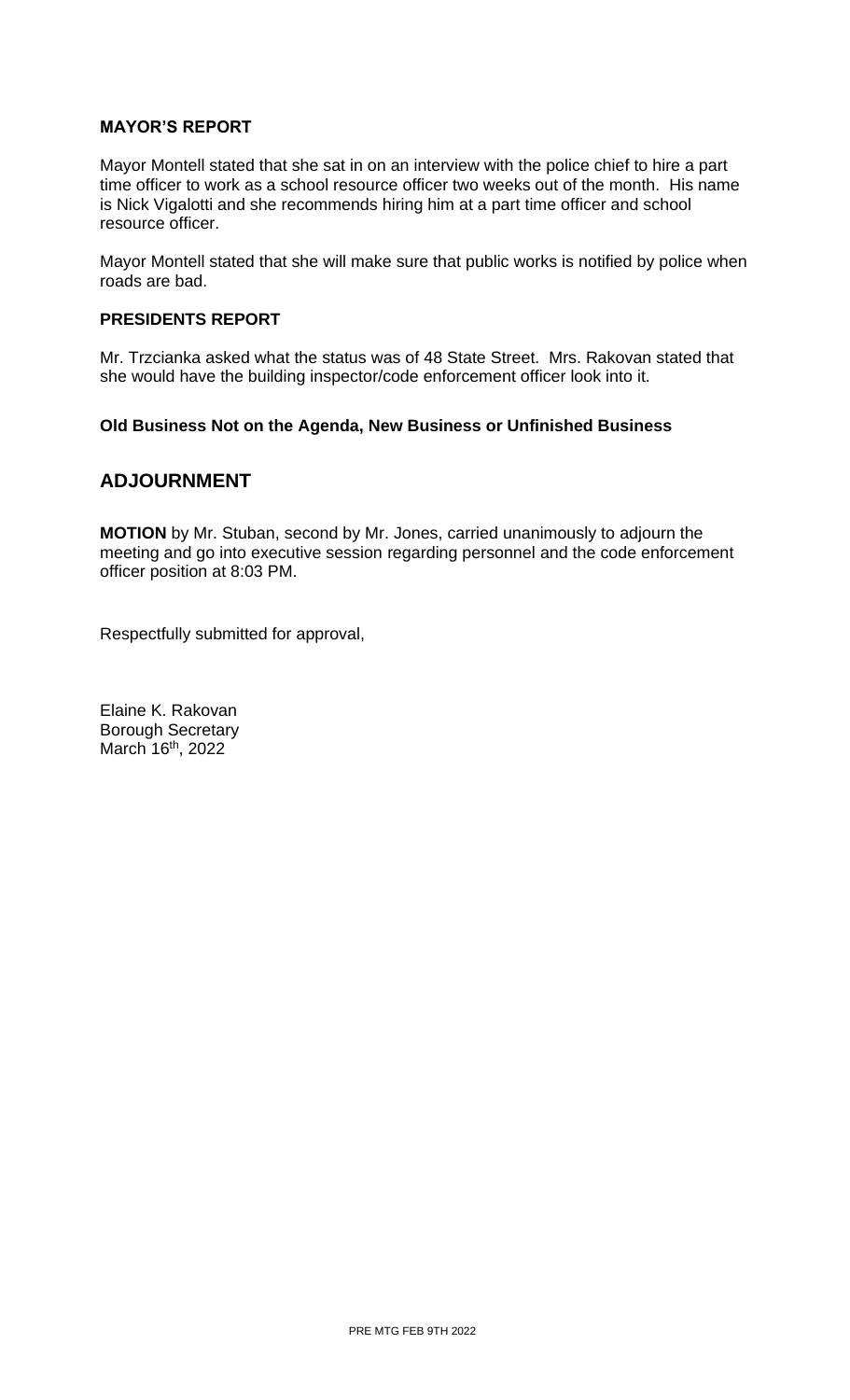### MAYOR'S REPORT

Mayor Montell stated that she sat in on an interview with the police chief to hire a part time officer to work as a school resource officer two weeks out of the month. His name is Nick Vigalotti and she recommends hiring him at a part time officer and school resource officer.

Mayor Montell stated that she will make sure that public works is notified by police when roads are bad.

### PRESIDENTS REPORT

Mr. Trzcianka asked what the status was of 48 State Street. Mrs. Rakovan stated that she would have the building inspector/code enforcement officer look into it.

### Old Business Not on the Agenda, New Business or Unfinished Business

## ADJOURNMENT

**MOTION** by Mr. Stuban, second by Mr. Jones, carried unanimously to adjourn the meeting and go into executive session regarding personnel and the code enforcement officer position at 8:03 PM.

Respectfully submitted for approval,

Elaine K. Rakovan
Borough Secretary
March 16th, 2022